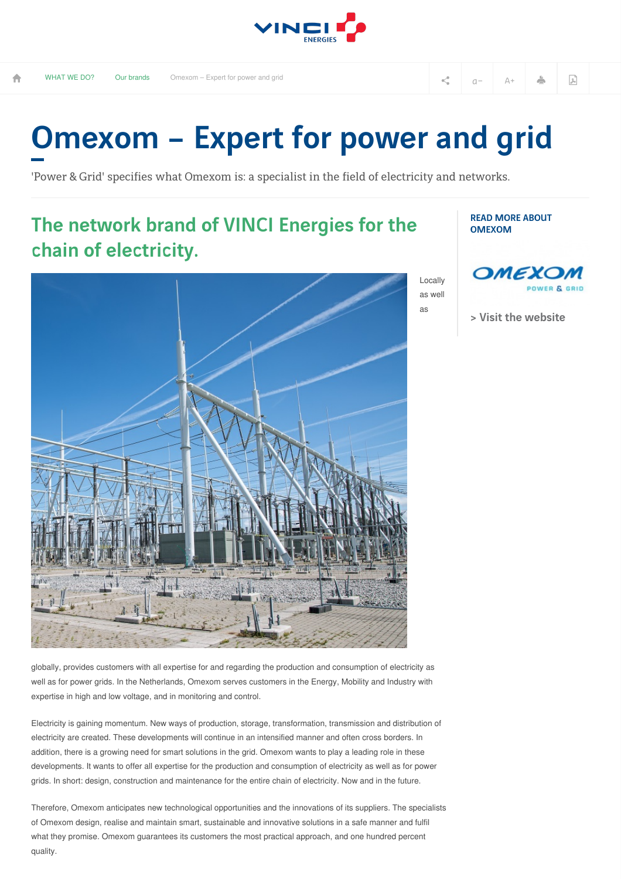WHAT WE DO? | Our brands | Omexom – Expert for power and grid

# Omexom – Expert for power and grid

'Power & Grid' specifies what Omexom is: a specialist in the field of electricity and networks.

## The network brand of VINCI Energies for the chain of electricity.

Locally as well as globally, provides customers with all expertise for and regarding the production and consumption of electricity as well as for power grids. In the Netherlands, Omexom serves customers in the Energy, Mobility and Industry with expertise in high and low voltage, and in monitoring and control.

Electricity is gaining momentum. New ways of production, storage, transformation, transmission and distribution of electricity are created. These developments will continue in an intensified manner and often cross borders. In addition, there is a growing need for smart solutions in the grid. Omexom wants to play a leading role in these developments. It wants to offer all expertise for the production and consumption of electricity as well as for power grids. In short: design, construction and maintenance for the entire chain of electricity. Now and in the future.

Therefore, Omexom anticipates new technological opportunities and the innovations of its suppliers. The specialists of Omexom design, realise and maintain smart, sustainable and innovative solutions in a safe manner and fulfil what they promise. Omexom guarantees its customers the most practical approach, and one hundred percent quality.

**READ MORE ABOUT OMEXOM**

> Visit the website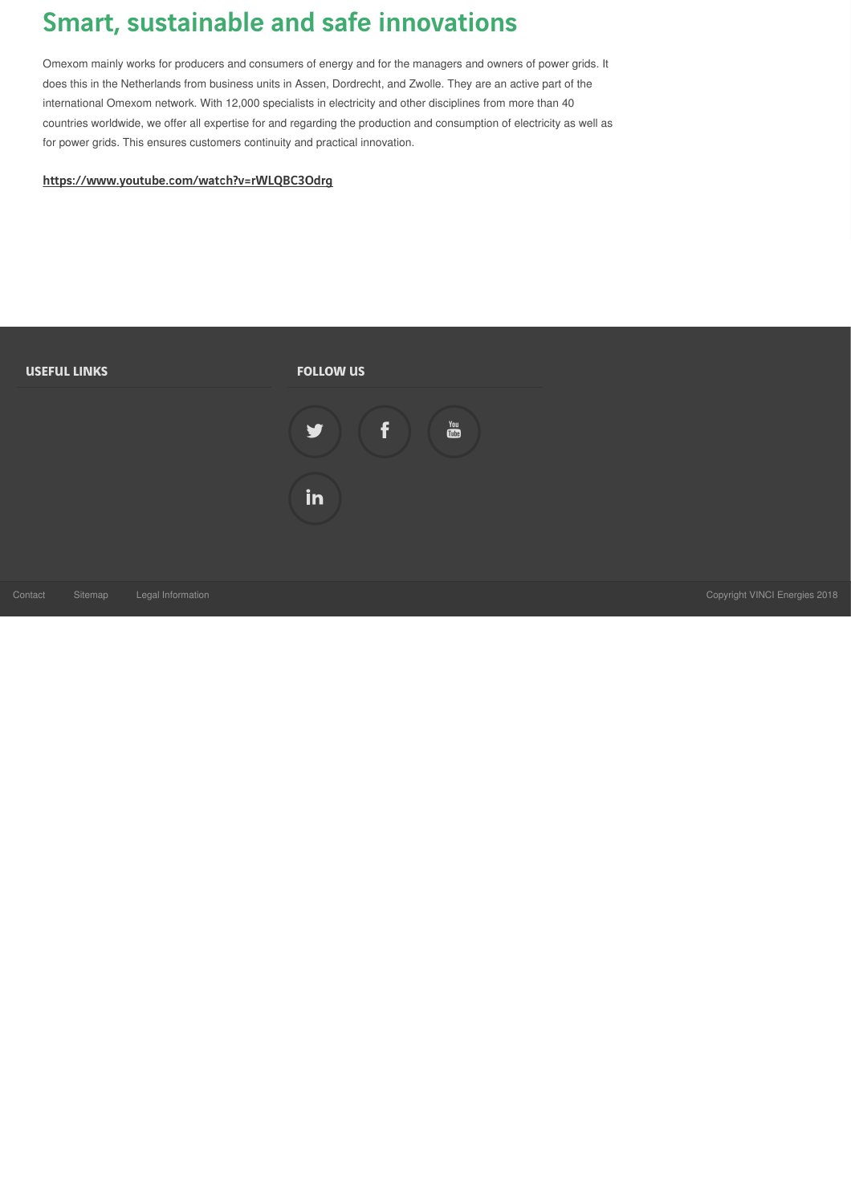## Smart, sustainable and safe innovations

Omexom mainly works for producers and consumers of energy and for the managers and owners of power grids. It does this in the Netherlands from business units in Assen, Dordrecht, and Zwolle. They are an active part of the international Omexom network. With 12,000 specialists in electricity and other disciplines from more than 40 countries worldwide, we offer all expertise for and regarding the production and consumption of electricity as well as for power grids. This ensures customers continuity and practical innovation.

**https://www.youtube.com/watch?v=rWLQBC3Odrg**

**USEFUL LINKS**

**FOLLOW US**

Contact Sitemap Legal Information

Copyright VINCI Energies 2018